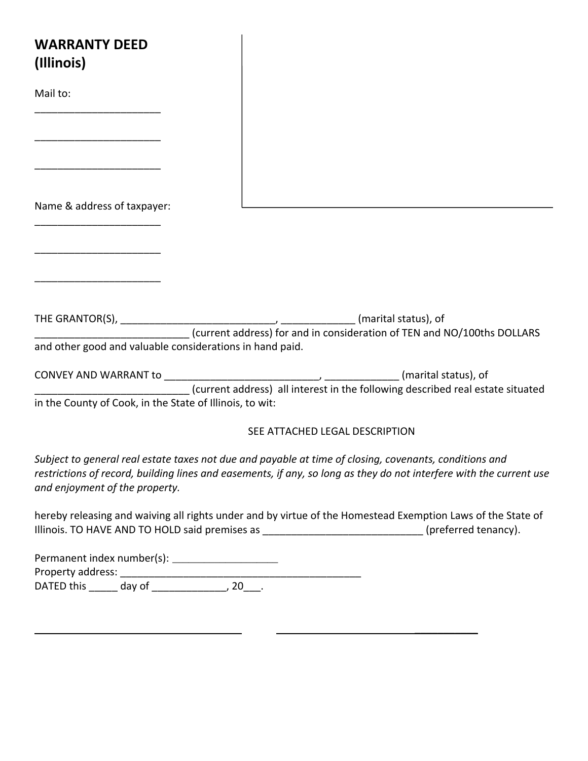**WARRANTY DEED**
**(Illinois)**

Mail to:
______________________

______________________

______________________

Name & address of taxpayer:
______________________

______________________

______________________

THE GRANTOR(S), ___________________________, _____________ (marital status), of ___________________________ (current address) for and in consideration of TEN and NO/100ths DOLLARS and other good and valuable considerations in hand paid.

CONVEY AND WARRANT to ___________________________, _____________ (marital status), of ___________________________ (current address) all interest in the following described real estate situated in the County of Cook, in the State of Illinois, to wit:

SEE ATTACHED LEGAL DESCRIPTION

*Subject to general real estate taxes not due and payable at time of closing, covenants, conditions and restrictions of record, building lines and easements, if any, so long as they do not interfere with the current use and enjoyment of the property.*

hereby releasing and waiving all rights under and by virtue of the Homestead Exemption Laws of the State of Illinois. TO HAVE AND TO HOLD said premises as ____________________________ (preferred tenancy).

Permanent index number(s): ___________________
Property address: ____________________________________________
DATED this _____ day of _____________, 20___.

_____________________________________ _____________________________________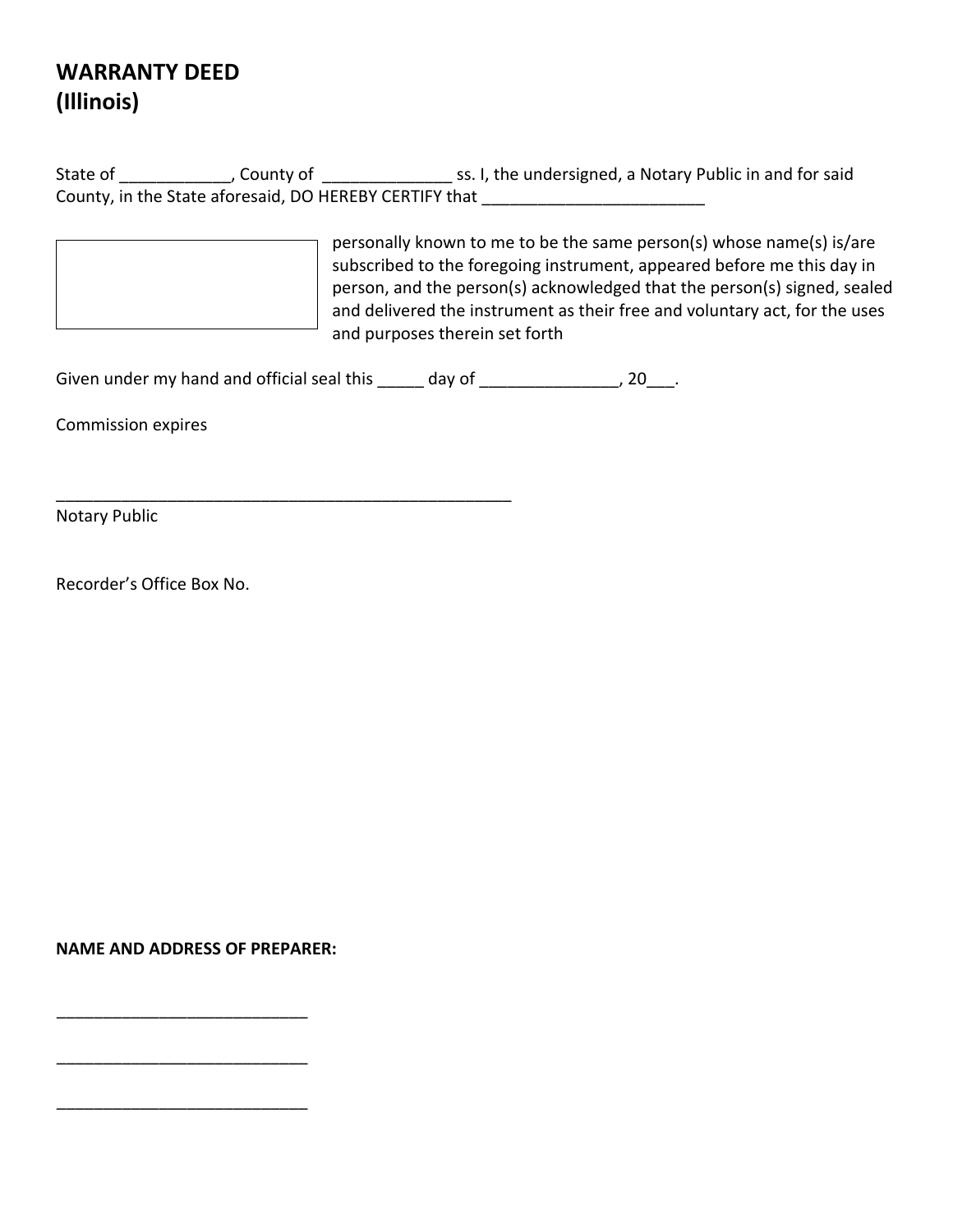# WARRANTY DEED
# (Illinois)

State of ____________, County of ______________ ss. I, the undersigned, a Notary Public in and for said County, in the State aforesaid, DO HEREBY CERTIFY that _________________________

personally known to me to be the same person(s) whose name(s) is/are subscribed to the foregoing instrument, appeared before me this day in person, and the person(s) acknowledged that the person(s) signed, sealed and delivered the instrument as their free and voluntary act, for the uses and purposes therein set forth

Given under my hand and official seal this _____ day of _______________, 20___.

Commission expires

_____________________________________________________

Notary Public

Recorder's Office Box No.

**NAME AND ADDRESS OF PREPARER:**

____________________________

____________________________

____________________________